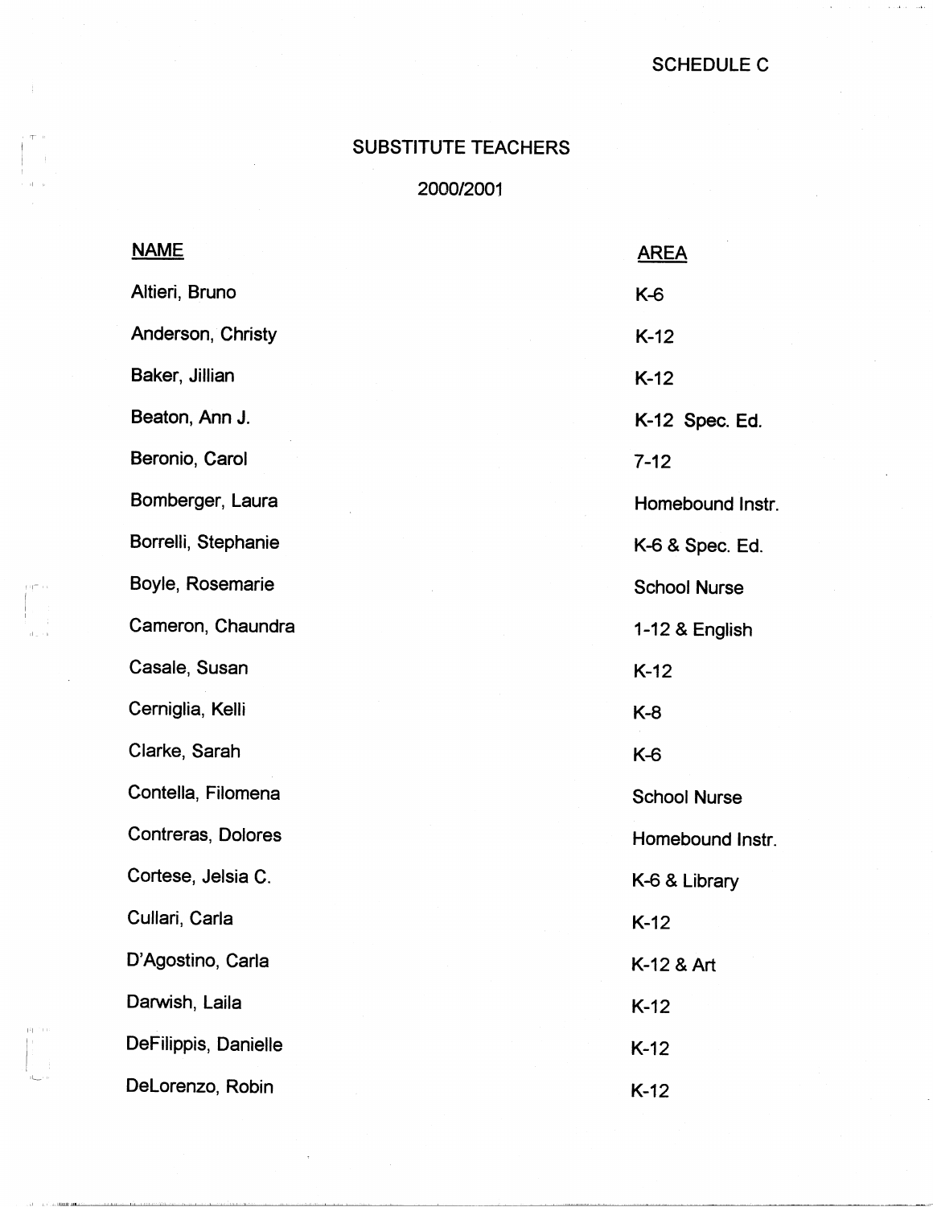SCHEDULE C

# SUBSTITUTE TEACHERS

## 2000/2001

| NAME | AREA |
|---|---|
| Altieri, Bruno | K-6 |
| Anderson, Christy | K-12 |
| Baker, Jillian | K-12 |
| Beaton, Ann J. | K-12 Spec. Ed. |
| Beronio, Carol | 7-12 |
| Bomberger, Laura | Homebound Instr. |
| Borrelli, Stephanie | K-6 & Spec. Ed. |
| Boyle, Rosemarie | School Nurse |
| Cameron, Chaundra | 1-12 & English |
| Casale, Susan | K-12 |
| Cerniglia, Kelli | K-8 |
| Clarke, Sarah | K-6 |
| Contella, Filomena | School Nurse |
| Contreras, Dolores | Homebound Instr. |
| Cortese, Jelsia C. | K-6 & Library |
| Cullari, Carla | K-12 |
| D'Agostino, Carla | K-12 & Art |
| Darwish, Laila | K-12 |
| DeFilippis, Danielle | K-12 |
| DeLorenzo, Robin | K-12 |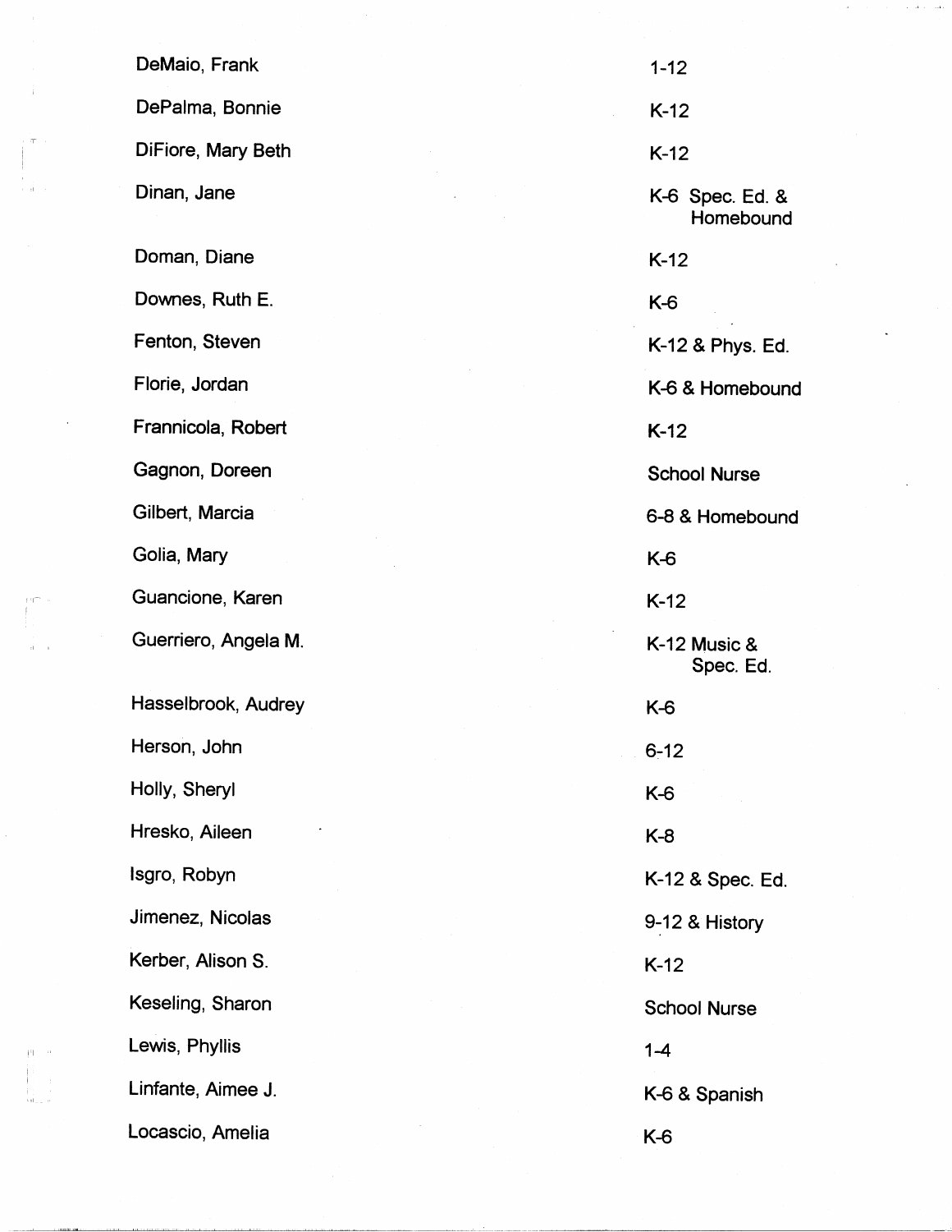| | |
|---|---|
| DeMaio, Frank | 1-12 |
| DePalma, Bonnie | K-12 |
| DiFiore, Mary Beth | K-12 |
| Dinan, Jane | K-6 Spec. Ed. & Homebound |
| Doman, Diane | K-12 |
| Downes, Ruth E. | K-6 |
| Fenton, Steven | K-12 & Phys. Ed. |
| Florie, Jordan | K-6 & Homebound |
| Frannicola, Robert | K-12 |
| Gagnon, Doreen | School Nurse |
| Gilbert, Marcia | 6-8 & Homebound |
| Golia, Mary | K-6 |
| Guancione, Karen | K-12 |
| Guerriero, Angela M. | K-12 Music & Spec. Ed. |
| Hasselbrook, Audrey | K-6 |
| Herson, John | 6-12 |
| Holly, Sheryl | K-6 |
| Hresko, Aileen | K-8 |
| Isgro, Robyn | K-12 & Spec. Ed. |
| Jimenez, Nicolas | 9-12 & History |
| Kerber, Alison S. | K-12 |
| Keseling, Sharon | School Nurse |
| Lewis, Phyllis | 1-4 |
| Linfante, Aimee J. | K-6 & Spanish |
| Locascio, Amelia | K-6 |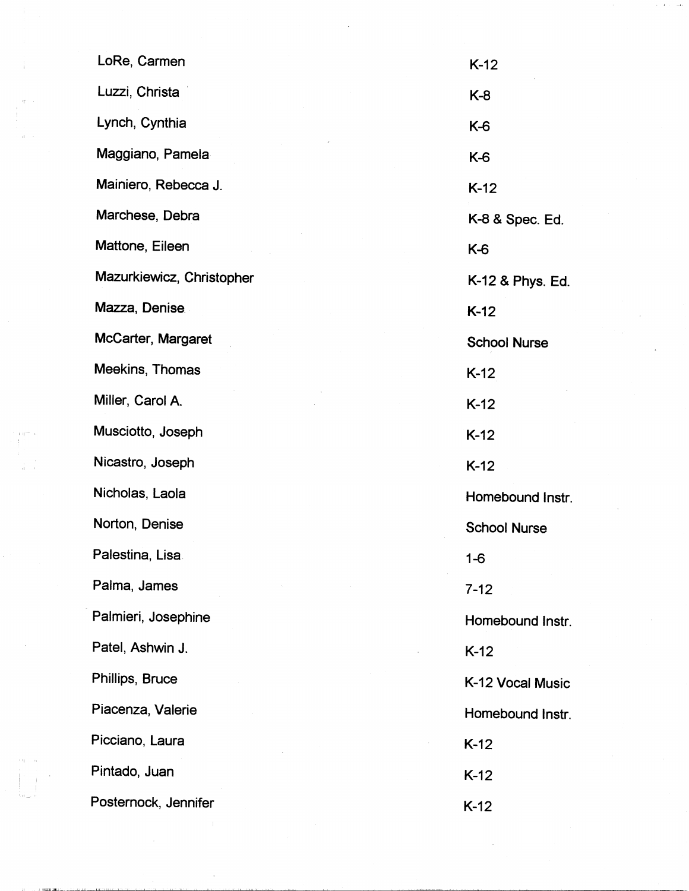| | |
|---|---|
| LoRe, Carmen | K-12 |
| Luzzi, Christa | K-8 |
| Lynch, Cynthia | K-6 |
| Maggiano, Pamela | K-6 |
| Mainiero, Rebecca J. | K-12 |
| Marchese, Debra | K-8 & Spec. Ed. |
| Mattone, Eileen | K-6 |
| Mazurkiewicz, Christopher | K-12 & Phys. Ed. |
| Mazza, Denise | K-12 |
| McCarter, Margaret | School Nurse |
| Meekins, Thomas | K-12 |
| Miller, Carol A. | K-12 |
| Musciotto, Joseph | K-12 |
| Nicastro, Joseph | K-12 |
| Nicholas, Laola | Homebound Instr. |
| Norton, Denise | School Nurse |
| Palestina, Lisa | 1-6 |
| Palma, James | 7-12 |
| Palmieri, Josephine | Homebound Instr. |
| Patel, Ashwin J. | K-12 |
| Phillips, Bruce | K-12 Vocal Music |
| Piacenza, Valerie | Homebound Instr. |
| Picciano, Laura | K-12 |
| Pintado, Juan | K-12 |
| Posternock, Jennifer | K-12 |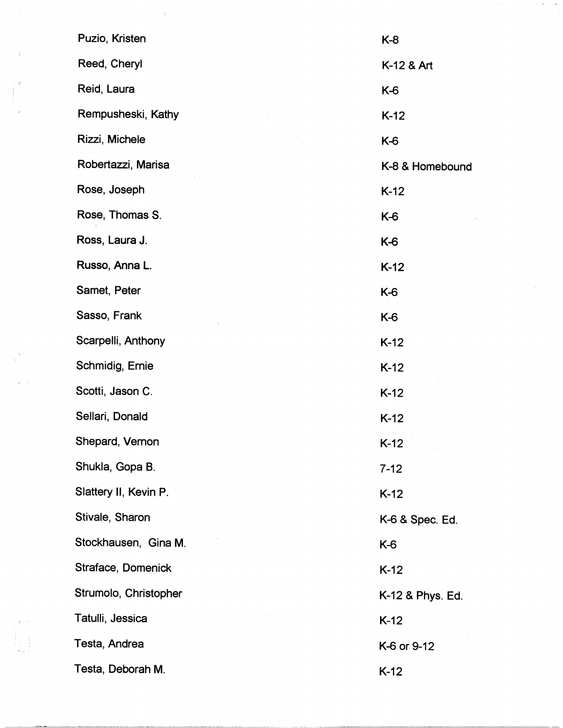| | |
|---|---|
| Puzio, Kristen | K-8 |
| Reed, Cheryl | K-12 & Art |
| Reid, Laura | K-6 |
| Rempusheski, Kathy | K-12 |
| Rizzi, Michele | K-6 |
| Robertazzi, Marisa | K-8 & Homebound |
| Rose, Joseph | K-12 |
| Rose, Thomas S. | K-6 |
| Ross, Laura J. | K-6 |
| Russo, Anna L. | K-12 |
| Samet, Peter | K-6 |
| Sasso, Frank | K-6 |
| Scarpelli, Anthony | K-12 |
| Schmidig, Ernie | K-12 |
| Scotti, Jason C. | K-12 |
| Sellari, Donald | K-12 |
| Shepard, Vernon | K-12 |
| Shukla, Gopa B. | 7-12 |
| Slattery II, Kevin P. | K-12 |
| Stivale, Sharon | K-6 & Spec. Ed. |
| Stockhausen, Gina M. | K-6 |
| Straface, Domenick | K-12 |
| Strumolo, Christopher | K-12 & Phys. Ed. |
| Tatulli, Jessica | K-12 |
| Testa, Andrea | K-6 or 9-12 |
| Testa, Deborah M. | K-12 |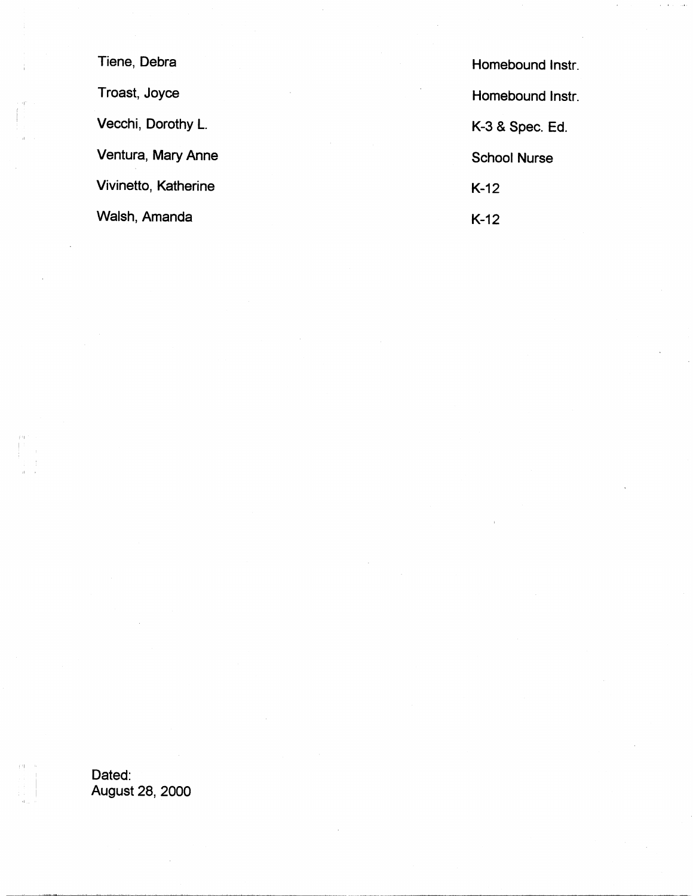| | |
|---|---|
| Tiene, Debra | Homebound Instr. |
| Troast, Joyce | Homebound Instr. |
| Vecchi, Dorothy L. | K-3 & Spec. Ed. |
| Ventura, Mary Anne | School Nurse |
| Vivinetto, Katherine | K-12 |
| Walsh, Amanda | K-12 |

Dated:
August 28, 2000